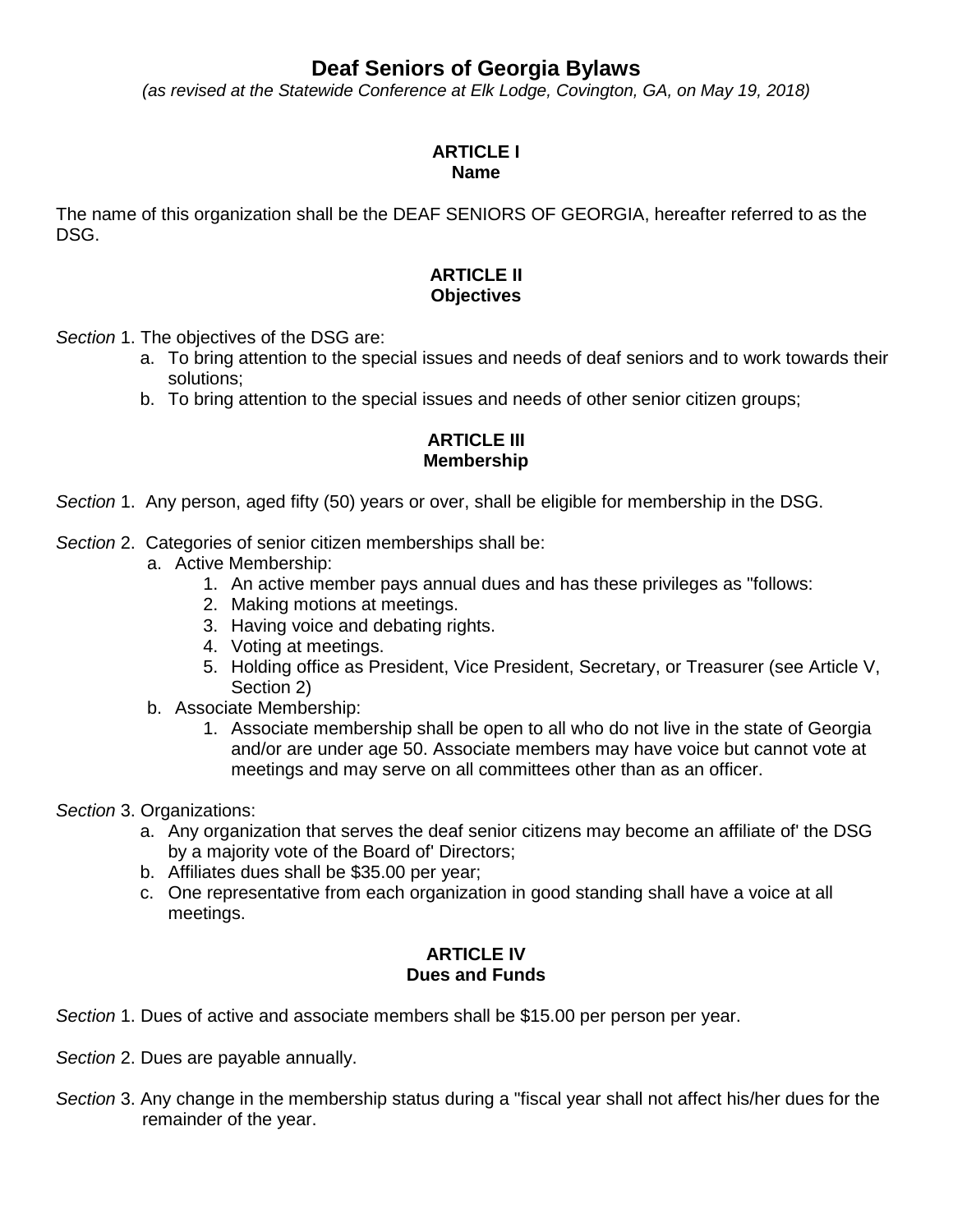# Deaf Seniors of Georgia Bylaws

*(as revised at the Statewide Conference at Elk Lodge, Covington, GA, on May 19, 2018)*

## ARTICLE I
## Name

The name of this organization shall be the DEAF SENIORS OF GEORGIA, hereafter referred to as the DSG.

## ARTICLE II
## Objectives

*Section* 1. The objectives of the DSG are:

a. To bring attention to the special issues and needs of deaf seniors and to work towards their solutions;
b. To bring attention to the special issues and needs of other senior citizen groups;

## ARTICLE III
## Membership

*Section* 1. Any person, aged fifty (50) years or over, shall be eligible for membership in the DSG.

*Section* 2. Categories of senior citizen memberships shall be:

a. Active Membership:
   1. An active member pays annual dues and has these privileges as "follows:
   2. Making motions at meetings.
   3. Having voice and debating rights.
   4. Voting at meetings.
   5. Holding office as President, Vice President, Secretary, or Treasurer (see Article V, Section 2)
b. Associate Membership:
   1. Associate membership shall be open to all who do not live in the state of Georgia and/or are under age 50. Associate members may have voice but cannot vote at meetings and may serve on all committees other than as an officer.

*Section* 3. Organizations:

a. Any organization that serves the deaf senior citizens may become an affiliate of' the DSG by a majority vote of the Board of' Directors;
b. Affiliates dues shall be $35.00 per year;
c. One representative from each organization in good standing shall have a voice at all meetings.

## ARTICLE IV
## Dues and Funds

*Section* 1. Dues of active and associate members shall be $15.00 per person per year.

*Section* 2. Dues are payable annually.

*Section* 3. Any change in the membership status during a "fiscal year shall not affect his/her dues for the remainder of the year.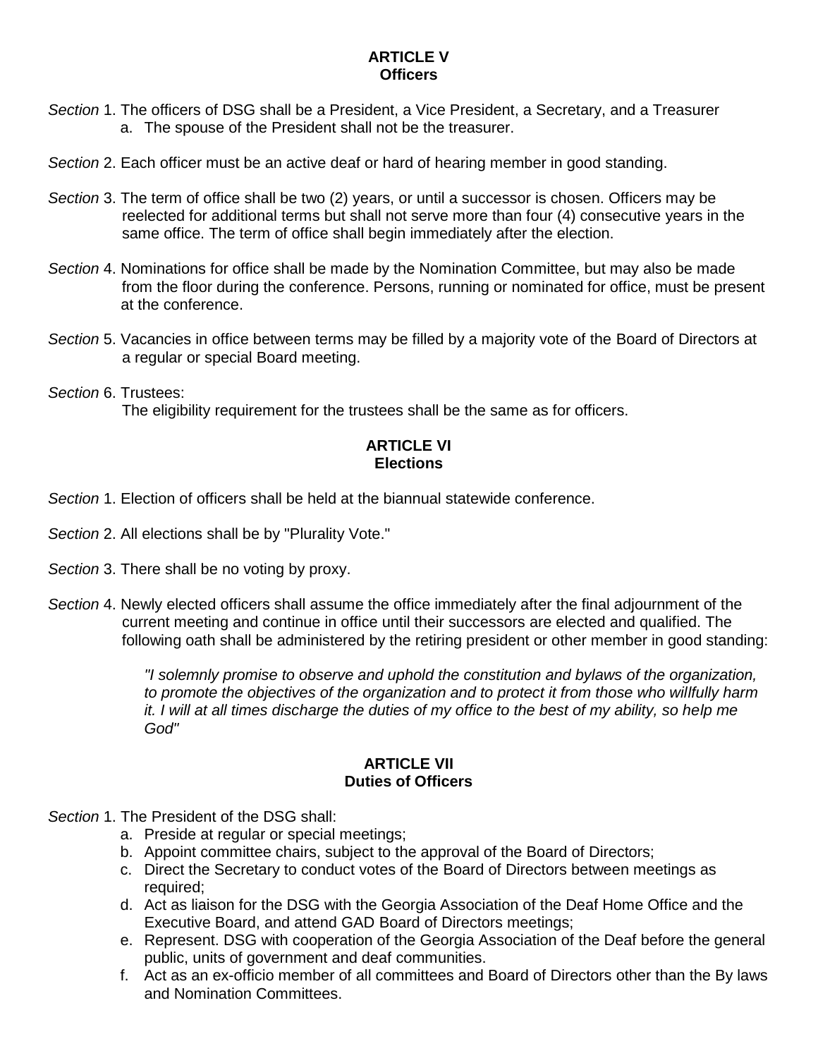## ARTICLE V
## Officers

*Section* 1. The officers of DSG shall be a President, a Vice President, a Secretary, and a Treasurer

a. The spouse of the President shall not be the treasurer.

*Section* 2. Each officer must be an active deaf or hard of hearing member in good standing.

*Section* 3. The term of office shall be two (2) years, or until a successor is chosen. Officers may be reelected for additional terms but shall not serve more than four (4) consecutive years in the same office. The term of office shall begin immediately after the election.

*Section* 4. Nominations for office shall be made by the Nomination Committee, but may also be made from the floor during the conference. Persons, running or nominated for office, must be present at the conference.

*Section* 5. Vacancies in office between terms may be filled by a majority vote of the Board of Directors at a regular or special Board meeting.

*Section* 6. Trustees:
The eligibility requirement for the trustees shall be the same as for officers.

## ARTICLE VI
## Elections

*Section* 1. Election of officers shall be held at the biannual statewide conference.

*Section* 2. All elections shall be by "Plurality Vote."

*Section* 3. There shall be no voting by proxy.

*Section* 4. Newly elected officers shall assume the office immediately after the final adjournment of the current meeting and continue in office until their successors are elected and qualified. The following oath shall be administered by the retiring president or other member in good standing:

> *"I solemnly promise to observe and uphold the constitution and bylaws of the organization, to promote the objectives of the organization and to protect it from those who willfully harm it. I will at all times discharge the duties of my office to the best of my ability, so help me God"*

## ARTICLE VII
## Duties of Officers

*Section* 1. The President of the DSG shall:

a. Preside at regular or special meetings;
b. Appoint committee chairs, subject to the approval of the Board of Directors;
c. Direct the Secretary to conduct votes of the Board of Directors between meetings as required;
d. Act as liaison for the DSG with the Georgia Association of the Deaf Home Office and the Executive Board, and attend GAD Board of Directors meetings;
e. Represent. DSG with cooperation of the Georgia Association of the Deaf before the general public, units of government and deaf communities.
f. Act as an ex-officio member of all committees and Board of Directors other than the By laws and Nomination Committees.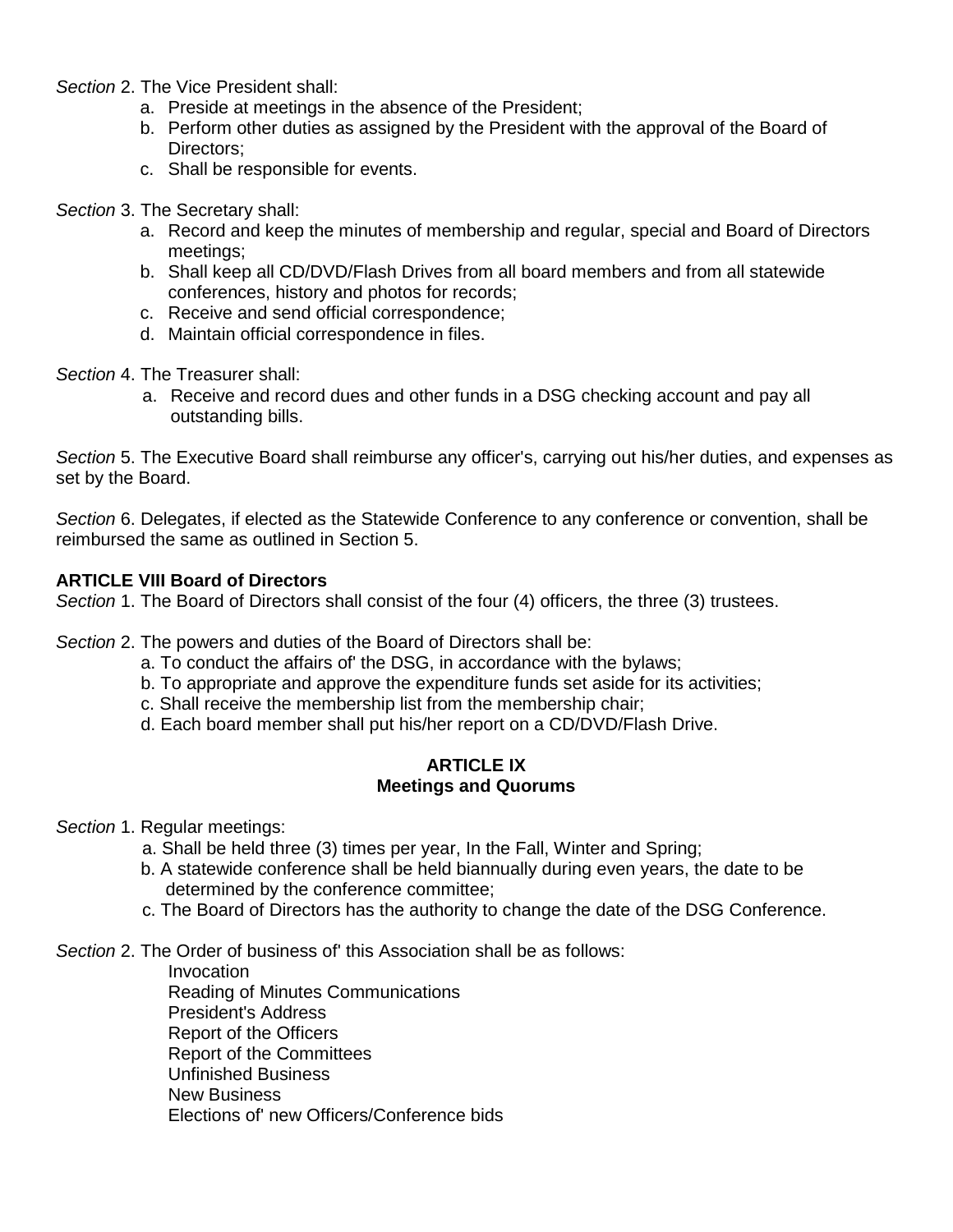*Section* 2. The Vice President shall:

a. Preside at meetings in the absence of the President;
b. Perform other duties as assigned by the President with the approval of the Board of Directors;
c. Shall be responsible for events.

*Section* 3. The Secretary shall:

a. Record and keep the minutes of membership and regular, special and Board of Directors meetings;
b. Shall keep all CD/DVD/Flash Drives from all board members and from all statewide conferences, history and photos for records;
c. Receive and send official correspondence;
d. Maintain official correspondence in files.

*Section* 4. The Treasurer shall:

a. Receive and record dues and other funds in a DSG checking account and pay all outstanding bills.

*Section* 5. The Executive Board shall reimburse any officer's, carrying out his/her duties, and expenses as set by the Board.

*Section* 6. Delegates, if elected as the Statewide Conference to any conference or convention, shall be reimbursed the same as outlined in Section 5.

**ARTICLE VIII Board of Directors**

*Section* 1. The Board of Directors shall consist of the four (4) officers, the three (3) trustees.

*Section* 2. The powers and duties of the Board of Directors shall be:

a. To conduct the affairs of' the DSG, in accordance with the bylaws;
b. To appropriate and approve the expenditure funds set aside for its activities;
c. Shall receive the membership list from the membership chair;
d. Each board member shall put his/her report on a CD/DVD/Flash Drive.

**ARTICLE IX**
**Meetings and Quorums**

*Section* 1. Regular meetings:

a. Shall be held three (3) times per year, In the Fall, Winter and Spring;
b. A statewide conference shall be held biannually during even years, the date to be determined by the conference committee;
c. The Board of Directors has the authority to change the date of the DSG Conference.

*Section* 2. The Order of business of' this Association shall be as follows:

Invocation
Reading of Minutes Communications
President's Address
Report of the Officers
Report of the Committees
Unfinished Business
New Business
Elections of' new Officers/Conference bids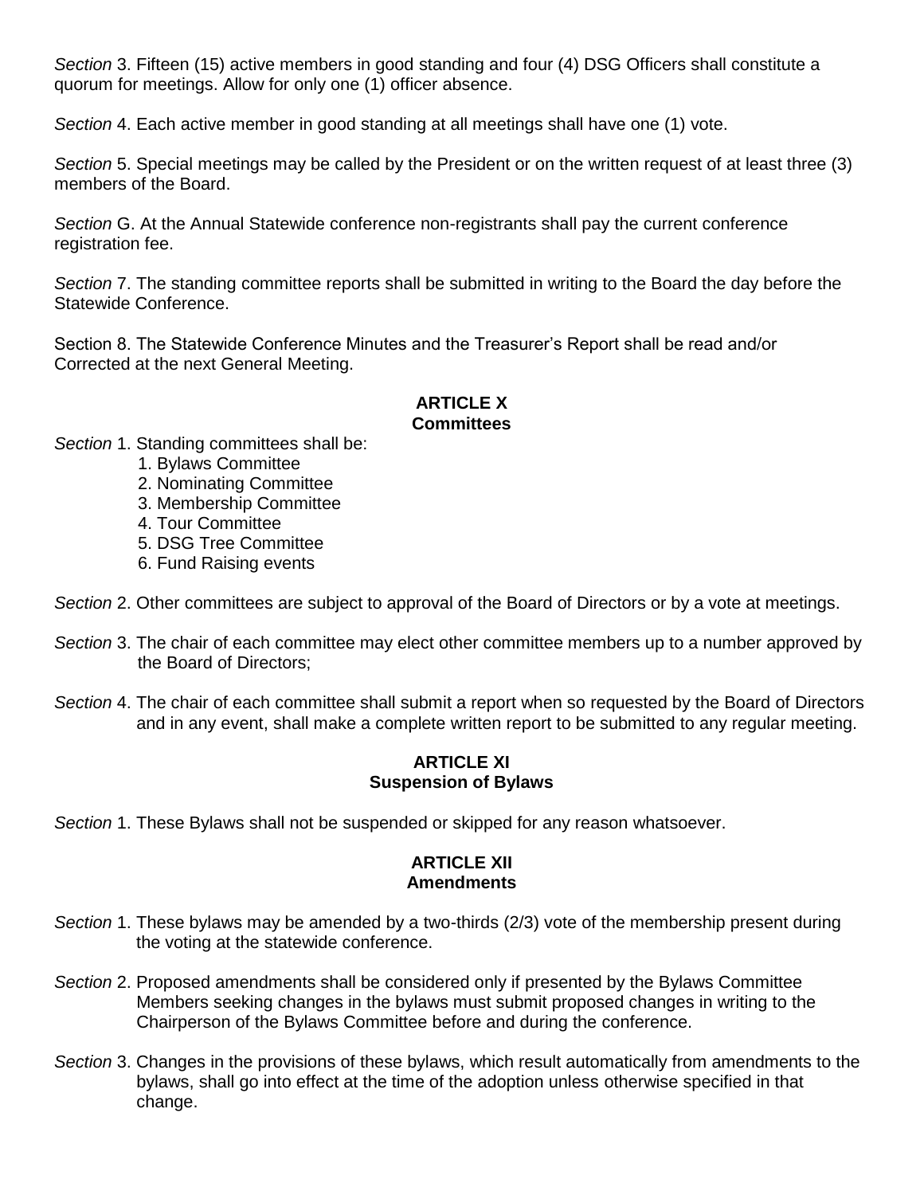*Section* 3. Fifteen (15) active members in good standing and four (4) DSG Officers shall constitute a quorum for meetings. Allow for only one (1) officer absence.

*Section* 4. Each active member in good standing at all meetings shall have one (1) vote.

*Section* 5. Special meetings may be called by the President or on the written request of at least three (3) members of the Board.

*Section* G. At the Annual Statewide conference non-registrants shall pay the current conference registration fee.

*Section* 7. The standing committee reports shall be submitted in writing to the Board the day before the Statewide Conference.

Section 8. The Statewide Conference Minutes and the Treasurer's Report shall be read and/or Corrected at the next General Meeting.

## ARTICLE X
## Committees

*Section* 1. Standing committees shall be:

1. Bylaws Committee
2. Nominating Committee
3. Membership Committee
4. Tour Committee
5. DSG Tree Committee
6. Fund Raising events

*Section* 2. Other committees are subject to approval of the Board of Directors or by a vote at meetings.

*Section* 3. The chair of each committee may elect other committee members up to a number approved by the Board of Directors;

*Section* 4. The chair of each committee shall submit a report when so requested by the Board of Directors and in any event, shall make a complete written report to be submitted to any regular meeting.

## ARTICLE XI
## Suspension of Bylaws

*Section* 1. These Bylaws shall not be suspended or skipped for any reason whatsoever.

## ARTICLE XII
## Amendments

*Section* 1. These bylaws may be amended by a two-thirds (2/3) vote of the membership present during the voting at the statewide conference.

*Section* 2. Proposed amendments shall be considered only if presented by the Bylaws Committee Members seeking changes in the bylaws must submit proposed changes in writing to the Chairperson of the Bylaws Committee before and during the conference.

*Section* 3. Changes in the provisions of these bylaws, which result automatically from amendments to the bylaws, shall go into effect at the time of the adoption unless otherwise specified in that change.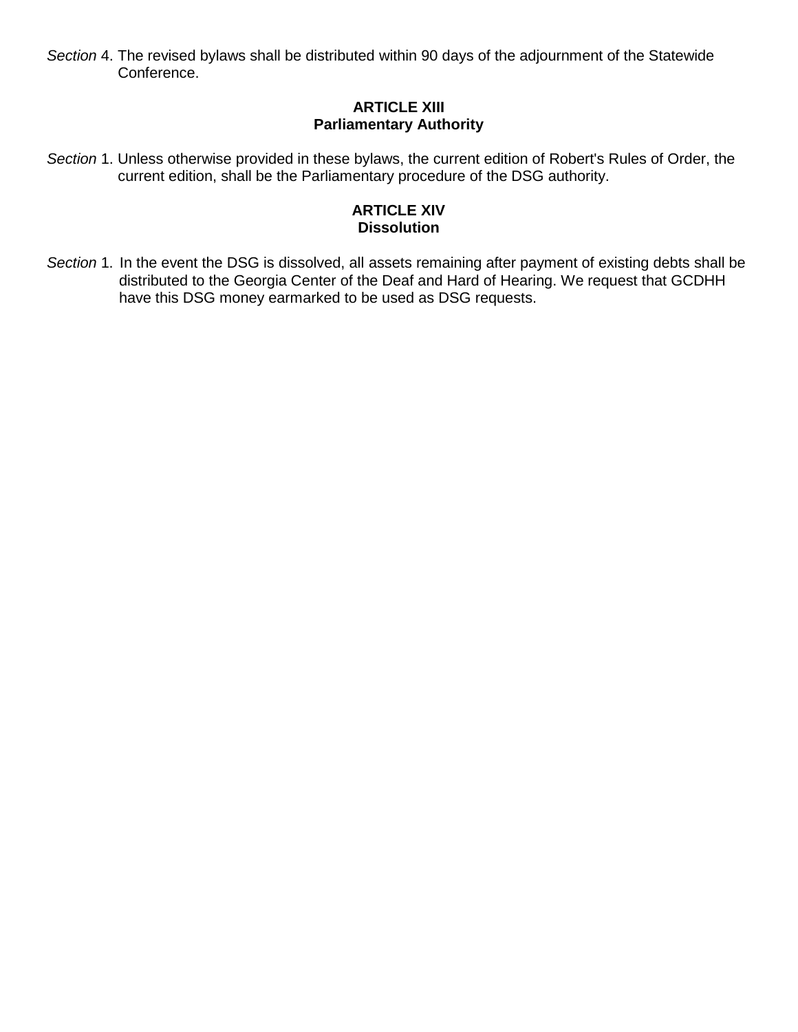*Section* 4. The revised bylaws shall be distributed within 90 days of the adjournment of the Statewide Conference.

## ARTICLE XIII
## Parliamentary Authority

*Section* 1. Unless otherwise provided in these bylaws, the current edition of Robert's Rules of Order, the current edition, shall be the Parliamentary procedure of the DSG authority.

## ARTICLE XIV
## Dissolution

*Section* 1. In the event the DSG is dissolved, all assets remaining after payment of existing debts shall be distributed to the Georgia Center of the Deaf and Hard of Hearing. We request that GCDHH have this DSG money earmarked to be used as DSG requests.